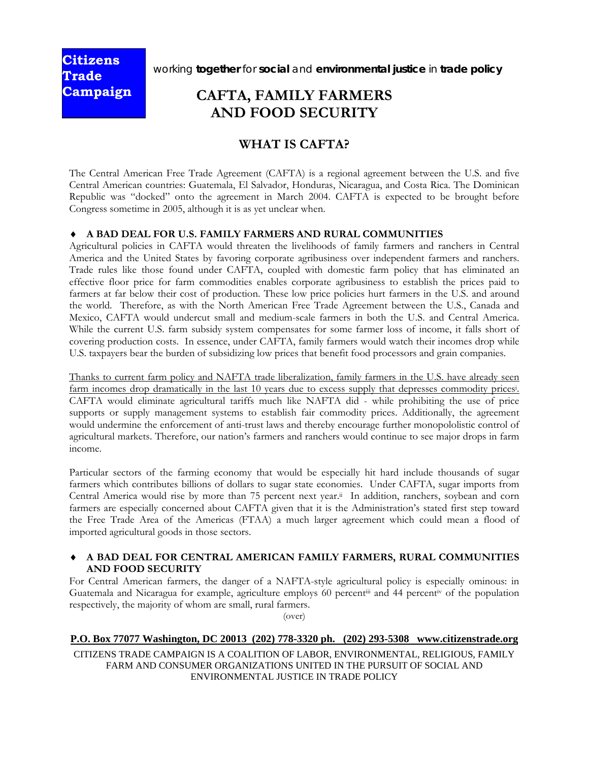**Citizens Trade Campaign**

working **together** for **social** and **environmental justice** in **trade policy**

# CAFTA, FAMILY FARMERS AND FOOD SECURITY

## WHAT IS CAFTA?

The Central American Free Trade Agreement (CAFTA) is a regional agreement between the U.S. and five Central American countries: Guatemala, El Salvador, Honduras, Nicaragua, and Costa Rica. The Dominican Republic was "docked" onto the agreement in March 2004. CAFTA is expected to be brought before Congress sometime in 2005, although it is as yet unclear when.

### ♦ A BAD DEAL FOR U.S. FAMILY FARMERS AND RURAL COMMUNITIES

Agricultural policies in CAFTA would threaten the livelihoods of family farmers and ranchers in Central America and the United States by favoring corporate agribusiness over independent farmers and ranchers. Trade rules like those found under CAFTA, coupled with domestic farm policy that has eliminated an effective floor price for farm commodities enables corporate agribusiness to establish the prices paid to farmers at far below their cost of production. These low price policies hurt farmers in the U.S. and around the world. Therefore, as with the North American Free Trade Agreement between the U.S., Canada and Mexico, CAFTA would undercut small and medium-scale farmers in both the U.S. and Central America. While the current U.S. farm subsidy system compensates for some farmer loss of income, it falls short of covering production costs. In essence, under CAFTA, family farmers would watch their incomes drop while U.S. taxpayers bear the burden of subsidizing low prices that benefit food processors and grain companies.

<u>Thanks to current farm policy and NAFTA trade liberalization, family farmers in the U.S. have already seen farm incomes drop dramatically in the last 10 years due to excess supply that depresses commodity prices[i].</u> CAFTA would eliminate agricultural tariffs much like NAFTA did - while prohibiting the use of price supports or supply management systems to establish fair commodity prices. Additionally, the agreement would undermine the enforcement of anti-trust laws and thereby encourage further monopolistic control of agricultural markets. Therefore, our nation's farmers and ranchers would continue to see major drops in farm income.

Particular sectors of the farming economy that would be especially hit hard include thousands of sugar farmers which contributes billions of dollars to sugar state economies. Under CAFTA, sugar imports from Central America would rise by more than 75 percent next year.[ii] In addition, ranchers, soybean and corn farmers are especially concerned about CAFTA given that it is the Administration's stated first step toward the Free Trade Area of the Americas (FTAA) a much larger agreement which could mean a flood of imported agricultural goods in those sectors.

### ♦ A BAD DEAL FOR CENTRAL AMERICAN FAMILY FARMERS, RURAL COMMUNITIES AND FOOD SECURITY

For Central American farmers, the danger of a NAFTA-style agricultural policy is especially ominous: in Guatemala and Nicaragua for example, agriculture employs 60 percent[iii] and 44 percent[iv] of the population respectively, the majority of whom are small, rural farmers.

(over)

**P.O. Box 77077 Washington, DC 20013 (202) 778-3320 ph. (202) 293-5308 www.citizenstrade.org**

CITIZENS TRADE CAMPAIGN IS A COALITION OF LABOR, ENVIRONMENTAL, RELIGIOUS, FAMILY FARM AND CONSUMER ORGANIZATIONS UNITED IN THE PURSUIT OF SOCIAL AND ENVIRONMENTAL JUSTICE IN TRADE POLICY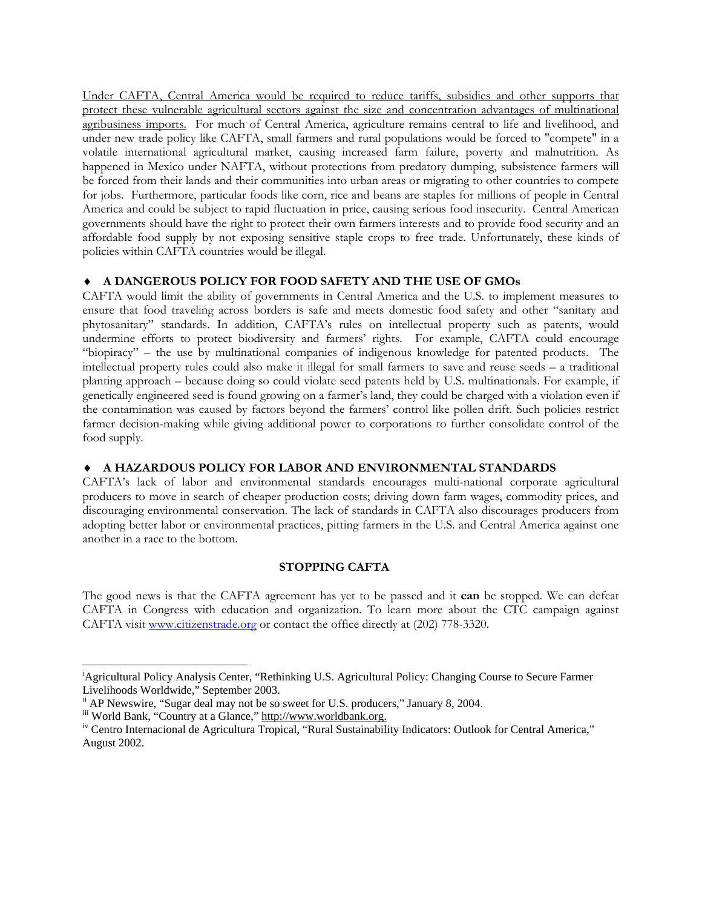Under CAFTA, Central America would be required to reduce tariffs, subsidies and other supports that protect these vulnerable agricultural sectors against the size and concentration advantages of multinational agribusiness imports. For much of Central America, agriculture remains central to life and livelihood, and under new trade policy like CAFTA, small farmers and rural populations would be forced to "compete" in a volatile international agricultural market, causing increased farm failure, poverty and malnutrition. As happened in Mexico under NAFTA, without protections from predatory dumping, subsistence farmers will be forced from their lands and their communities into urban areas or migrating to other countries to compete for jobs. Furthermore, particular foods like corn, rice and beans are staples for millions of people in Central America and could be subject to rapid fluctuation in price, causing serious food insecurity. Central American governments should have the right to protect their own farmers interests and to provide food security and an affordable food supply by not exposing sensitive staple crops to free trade. Unfortunately, these kinds of policies within CAFTA countries would be illegal.

### ♦ A DANGEROUS POLICY FOR FOOD SAFETY AND THE USE OF GMOs

CAFTA would limit the ability of governments in Central America and the U.S. to implement measures to ensure that food traveling across borders is safe and meets domestic food safety and other "sanitary and phytosanitary" standards. In addition, CAFTA's rules on intellectual property such as patents, would undermine efforts to protect biodiversity and farmers' rights. For example, CAFTA could encourage "biopiracy" – the use by multinational companies of indigenous knowledge for patented products. The intellectual property rules could also make it illegal for small farmers to save and reuse seeds – a traditional planting approach – because doing so could violate seed patents held by U.S. multinationals. For example, if genetically engineered seed is found growing on a farmer's land, they could be charged with a violation even if the contamination was caused by factors beyond the farmers' control like pollen drift. Such policies restrict farmer decision-making while giving additional power to corporations to further consolidate control of the food supply.

### ♦ A HAZARDOUS POLICY FOR LABOR AND ENVIRONMENTAL STANDARDS

CAFTA's lack of labor and environmental standards encourages multi-national corporate agricultural producers to move in search of cheaper production costs; driving down farm wages, commodity prices, and discouraging environmental conservation. The lack of standards in CAFTA also discourages producers from adopting better labor or environmental practices, pitting farmers in the U.S. and Central America against one another in a race to the bottom.

## STOPPING CAFTA

The good news is that the CAFTA agreement has yet to be passed and it **can** be stopped. We can defeat CAFTA in Congress with education and organization. To learn more about the CTC campaign against CAFTA visit www.citizenstrade.org or contact the office directly at (202) 778-3320.

---

[i] Agricultural Policy Analysis Center, "Rethinking U.S. Agricultural Policy: Changing Course to Secure Farmer Livelihoods Worldwide," September 2003.

[ii] AP Newswire, "Sugar deal may not be so sweet for U.S. producers," January 8, 2004.

[iii] World Bank, "Country at a Glance," http://www.worldbank.org.

[iv] Centro Internacional de Agricultura Tropical, "Rural Sustainability Indicators: Outlook for Central America," August 2002.